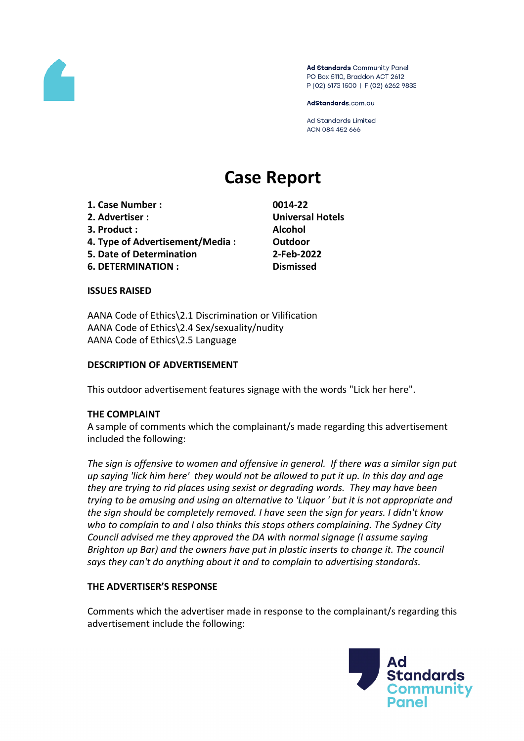Ad Standards Community Panel
PO Box 5110, Braddon ACT 2612
P (02) 6173 1500 | F (02) 6262 9833

AdStandards.com.au

Ad Standards Limited
ACN 084 452 666

# Case Report

| | |
|---|---|
| **1. Case Number :** | **0014-22** |
| **2. Advertiser :** | **Universal Hotels** |
| **3. Product :** | **Alcohol** |
| **4. Type of Advertisement/Media :** | **Outdoor** |
| **5. Date of Determination** | **2-Feb-2022** |
| **6. DETERMINATION :** | **Dismissed** |

**ISSUES RAISED**

AANA Code of Ethics\2.1 Discrimination or Vilification
AANA Code of Ethics\2.4 Sex/sexuality/nudity
AANA Code of Ethics\2.5 Language

**DESCRIPTION OF ADVERTISEMENT**

This outdoor advertisement features signage with the words "Lick her here".

**THE COMPLAINT**

A sample of comments which the complainant/s made regarding this advertisement included the following:

*The sign is offensive to women and offensive in general. If there was a similar sign put up saying 'lick him here' they would not be allowed to put it up. In this day and age they are trying to rid places using sexist or degrading words. They may have been trying to be amusing and using an alternative to 'Liquor ' but it is not appropriate and the sign should be completely removed. I have seen the sign for years. I didn't know who to complain to and I also thinks this stops others complaining. The Sydney City Council advised me they approved the DA with normal signage (I assume saying Brighton up Bar) and the owners have put in plastic inserts to change it. The council says they can't do anything about it and to complain to advertising standards.*

**THE ADVERTISER'S RESPONSE**

Comments which the advertiser made in response to the complainant/s regarding this advertisement include the following: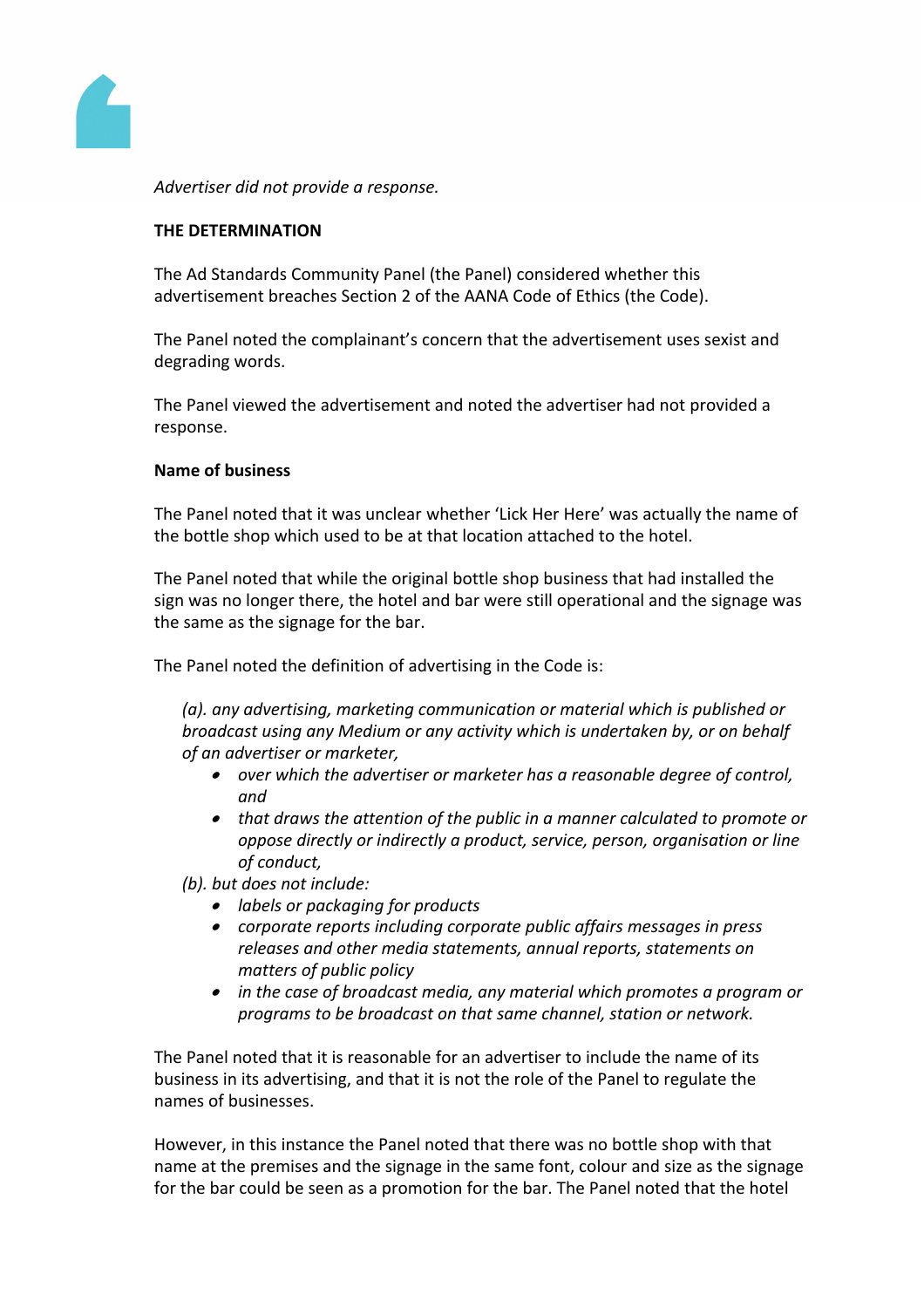*Advertiser did not provide a response.*

**THE DETERMINATION**

The Ad Standards Community Panel (the Panel) considered whether this advertisement breaches Section 2 of the AANA Code of Ethics (the Code).

The Panel noted the complainant's concern that the advertisement uses sexist and degrading words.

The Panel viewed the advertisement and noted the advertiser had not provided a response.

**Name of business**

The Panel noted that it was unclear whether 'Lick Her Here' was actually the name of the bottle shop which used to be at that location attached to the hotel.

The Panel noted that while the original bottle shop business that had installed the sign was no longer there, the hotel and bar were still operational and the signage was the same as the signage for the bar.

The Panel noted the definition of advertising in the Code is:

*(a). any advertising, marketing communication or material which is published or broadcast using any Medium or any activity which is undertaken by, or on behalf of an advertiser or marketer,*

- *over which the advertiser or marketer has a reasonable degree of control, and*
- *that draws the attention of the public in a manner calculated to promote or oppose directly or indirectly a product, service, person, organisation or line of conduct,*

*(b). but does not include:*

- *labels or packaging for products*
- *corporate reports including corporate public affairs messages in press releases and other media statements, annual reports, statements on matters of public policy*
- *in the case of broadcast media, any material which promotes a program or programs to be broadcast on that same channel, station or network.*

The Panel noted that it is reasonable for an advertiser to include the name of its business in its advertising, and that it is not the role of the Panel to regulate the names of businesses.

However, in this instance the Panel noted that there was no bottle shop with that name at the premises and the signage in the same font, colour and size as the signage for the bar could be seen as a promotion for the bar. The Panel noted that the hotel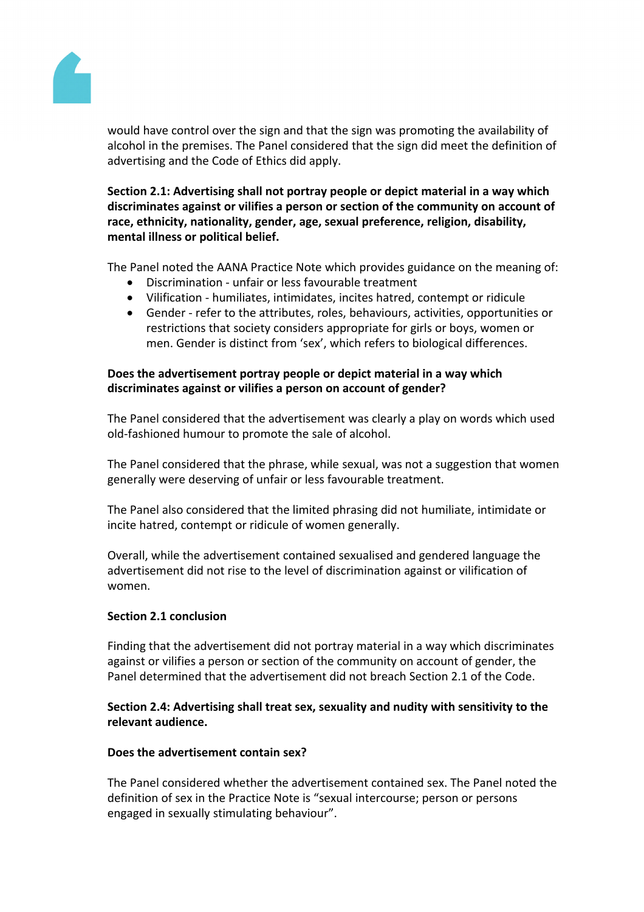would have control over the sign and that the sign was promoting the availability of alcohol in the premises. The Panel considered that the sign did meet the definition of advertising and the Code of Ethics did apply.

**Section 2.1: Advertising shall not portray people or depict material in a way which discriminates against or vilifies a person or section of the community on account of race, ethnicity, nationality, gender, age, sexual preference, religion, disability, mental illness or political belief.**

The Panel noted the AANA Practice Note which provides guidance on the meaning of:

- Discrimination - unfair or less favourable treatment
- Vilification - humiliates, intimidates, incites hatred, contempt or ridicule
- Gender - refer to the attributes, roles, behaviours, activities, opportunities or restrictions that society considers appropriate for girls or boys, women or men. Gender is distinct from 'sex', which refers to biological differences.

**Does the advertisement portray people or depict material in a way which discriminates against or vilifies a person on account of gender?**

The Panel considered that the advertisement was clearly a play on words which used old-fashioned humour to promote the sale of alcohol.

The Panel considered that the phrase, while sexual, was not a suggestion that women generally were deserving of unfair or less favourable treatment.

The Panel also considered that the limited phrasing did not humiliate, intimidate or incite hatred, contempt or ridicule of women generally.

Overall, while the advertisement contained sexualised and gendered language the advertisement did not rise to the level of discrimination against or vilification of women.

**Section 2.1 conclusion**

Finding that the advertisement did not portray material in a way which discriminates against or vilifies a person or section of the community on account of gender, the Panel determined that the advertisement did not breach Section 2.1 of the Code.

**Section 2.4: Advertising shall treat sex, sexuality and nudity with sensitivity to the relevant audience.**

**Does the advertisement contain sex?**

The Panel considered whether the advertisement contained sex. The Panel noted the definition of sex in the Practice Note is "sexual intercourse; person or persons engaged in sexually stimulating behaviour".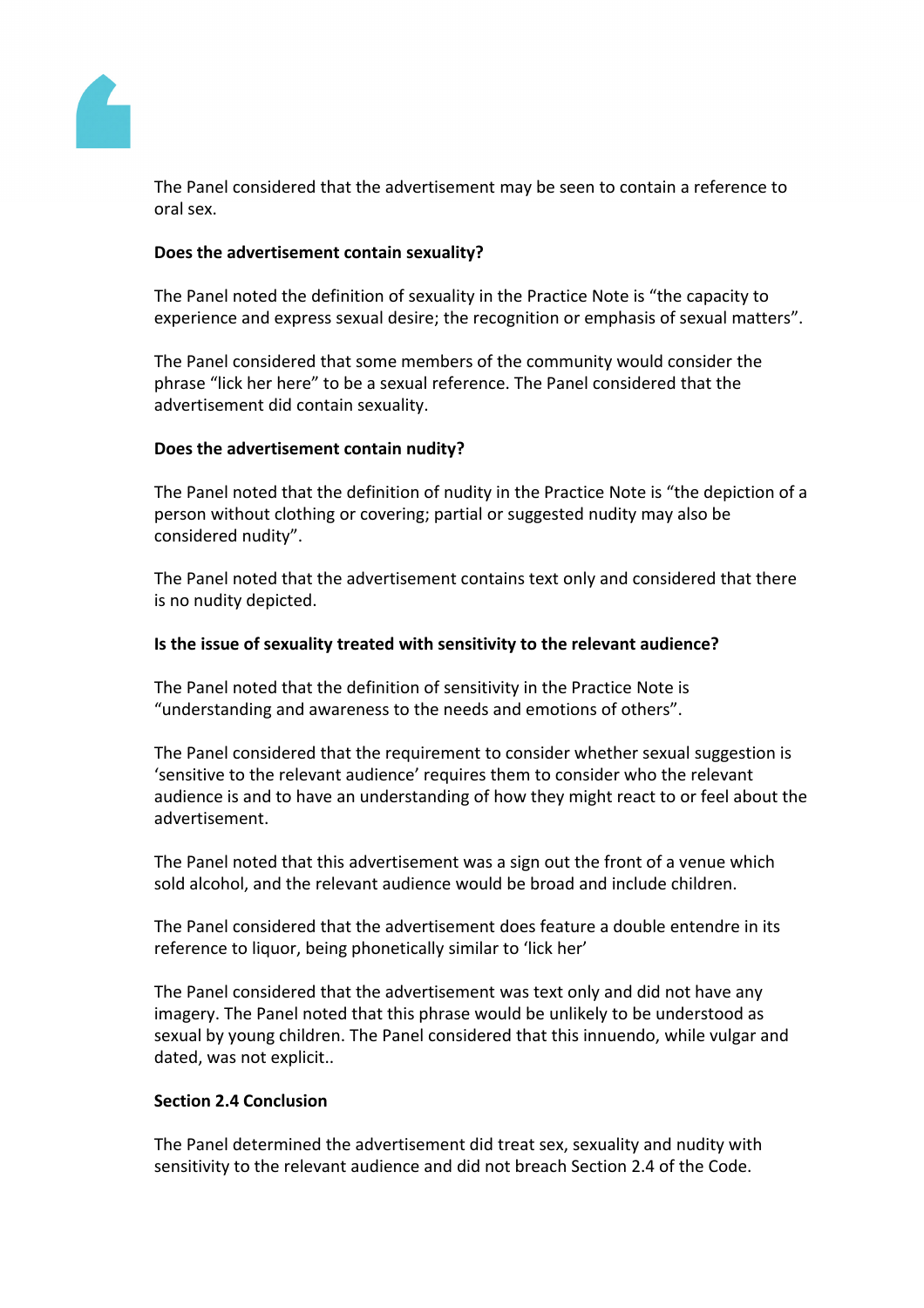The Panel considered that the advertisement may be seen to contain a reference to oral sex.

**Does the advertisement contain sexuality?**

The Panel noted the definition of sexuality in the Practice Note is "the capacity to experience and express sexual desire; the recognition or emphasis of sexual matters".

The Panel considered that some members of the community would consider the phrase "lick her here" to be a sexual reference. The Panel considered that the advertisement did contain sexuality.

**Does the advertisement contain nudity?**

The Panel noted that the definition of nudity in the Practice Note is "the depiction of a person without clothing or covering; partial or suggested nudity may also be considered nudity".

The Panel noted that the advertisement contains text only and considered that there is no nudity depicted.

**Is the issue of sexuality treated with sensitivity to the relevant audience?**

The Panel noted that the definition of sensitivity in the Practice Note is "understanding and awareness to the needs and emotions of others".

The Panel considered that the requirement to consider whether sexual suggestion is 'sensitive to the relevant audience' requires them to consider who the relevant audience is and to have an understanding of how they might react to or feel about the advertisement.

The Panel noted that this advertisement was a sign out the front of a venue which sold alcohol, and the relevant audience would be broad and include children.

The Panel considered that the advertisement does feature a double entendre in its reference to liquor, being phonetically similar to 'lick her'

The Panel considered that the advertisement was text only and did not have any imagery. The Panel noted that this phrase would be unlikely to be understood as sexual by young children. The Panel considered that this innuendo, while vulgar and dated, was not explicit..

**Section 2.4 Conclusion**

The Panel determined the advertisement did treat sex, sexuality and nudity with sensitivity to the relevant audience and did not breach Section 2.4 of the Code.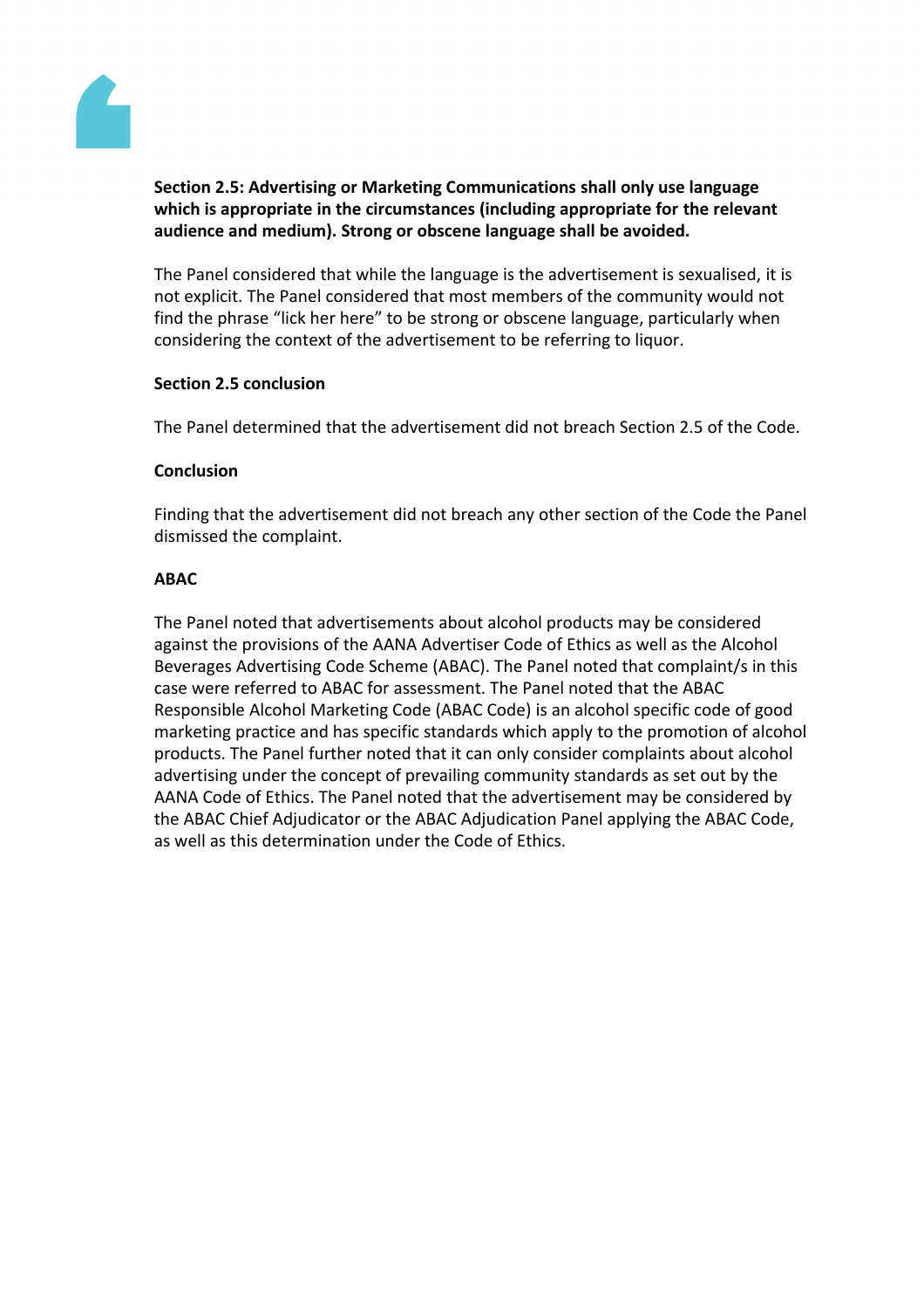**Section 2.5: Advertising or Marketing Communications shall only use language which is appropriate in the circumstances (including appropriate for the relevant audience and medium). Strong or obscene language shall be avoided.**

The Panel considered that while the language is the advertisement is sexualised, it is not explicit. The Panel considered that most members of the community would not find the phrase “lick her here” to be strong or obscene language, particularly when considering the context of the advertisement to be referring to liquor.

**Section 2.5 conclusion**

The Panel determined that the advertisement did not breach Section 2.5 of the Code.

**Conclusion**

Finding that the advertisement did not breach any other section of the Code the Panel dismissed the complaint.

**ABAC**

The Panel noted that advertisements about alcohol products may be considered against the provisions of the AANA Advertiser Code of Ethics as well as the Alcohol Beverages Advertising Code Scheme (ABAC). The Panel noted that complaint/s in this case were referred to ABAC for assessment. The Panel noted that the ABAC Responsible Alcohol Marketing Code (ABAC Code) is an alcohol specific code of good marketing practice and has specific standards which apply to the promotion of alcohol products. The Panel further noted that it can only consider complaints about alcohol advertising under the concept of prevailing community standards as set out by the AANA Code of Ethics. The Panel noted that the advertisement may be considered by the ABAC Chief Adjudicator or the ABAC Adjudication Panel applying the ABAC Code, as well as this determination under the Code of Ethics.